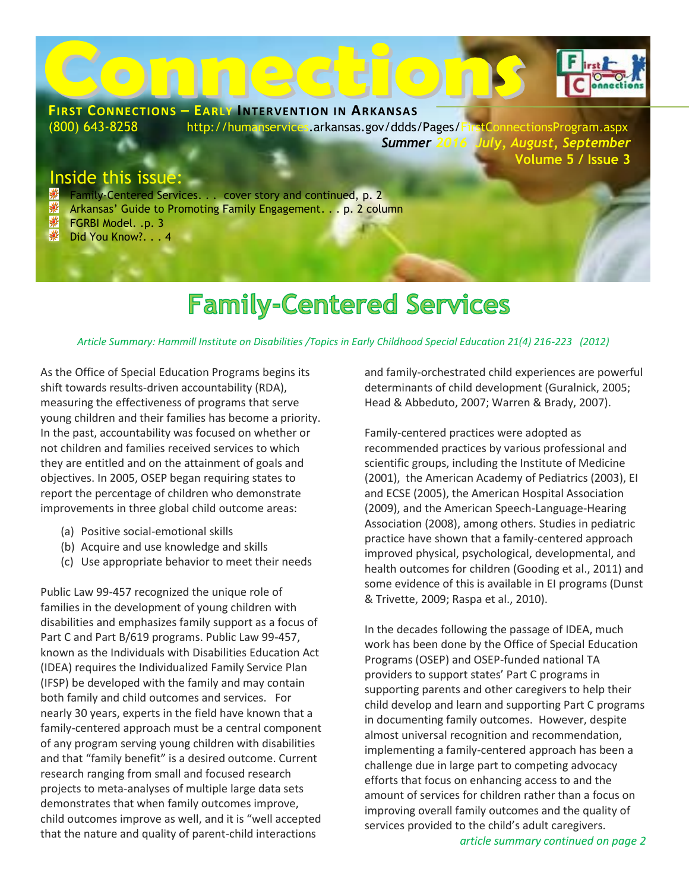# Connections

**FIRST CONNECTIONS – EARLY INTERVENTION IN ARKANSAS**

(800) 643-8258 http://humanservices.arkansas.gov/ddds/Pages/FirstConnectionsProgram.aspx

***Summer 2016 July, August, September***

**Volume 5 / Issue 3**

## Inside this issue:

- Family-Centered Services. . . cover story and continued, p. 2
- Arkansas' Guide to Promoting Family Engagement. . . p. 2 column
- FGRBI Model. .p. 3
- Did You Know?. . . 4

# Family-Centered Services

*Article Summary: Hammill Institute on Disabilities /Topics in Early Childhood Special Education 21(4) 216-223 (2012)*

As the Office of Special Education Programs begins its shift towards results-driven accountability (RDA), measuring the effectiveness of programs that serve young children and their families has become a priority. In the past, accountability was focused on whether or not children and families received services to which they are entitled and on the attainment of goals and objectives. In 2005, OSEP began requiring states to report the percentage of children who demonstrate improvements in three global child outcome areas:

(a) Positive social-emotional skills
(b) Acquire and use knowledge and skills
(c) Use appropriate behavior to meet their needs

Public Law 99-457 recognized the unique role of families in the development of young children with disabilities and emphasizes family support as a focus of Part C and Part B/619 programs. Public Law 99-457, known as the Individuals with Disabilities Education Act (IDEA) requires the Individualized Family Service Plan (IFSP) be developed with the family and may contain both family and child outcomes and services. For nearly 30 years, experts in the field have known that a family-centered approach must be a central component of any program serving young children with disabilities and that "family benefit" is a desired outcome. Current research ranging from small and focused research projects to meta-analyses of multiple large data sets demonstrates that when family outcomes improve, child outcomes improve as well, and it is "well accepted that the nature and quality of parent-child interactions and family-orchestrated child experiences are powerful determinants of child development (Guralnick, 2005; Head & Abbeduto, 2007; Warren & Brady, 2007).

Family-centered practices were adopted as recommended practices by various professional and scientific groups, including the Institute of Medicine (2001), the American Academy of Pediatrics (2003), EI and ECSE (2005), the American Hospital Association (2009), and the American Speech-Language-Hearing Association (2008), among others. Studies in pediatric practice have shown that a family-centered approach improved physical, psychological, developmental, and health outcomes for children (Gooding et al., 2011) and some evidence of this is available in EI programs (Dunst & Trivette, 2009; Raspa et al., 2010).

In the decades following the passage of IDEA, much work has been done by the Office of Special Education Programs (OSEP) and OSEP-funded national TA providers to support states' Part C programs in supporting parents and other caregivers to help their child develop and learn and supporting Part C programs in documenting family outcomes. However, despite almost universal recognition and recommendation, implementing a family-centered approach has been a challenge due in large part to competing advocacy efforts that focus on enhancing access to and the amount of services for children rather than a focus on improving overall family outcomes and the quality of services provided to the child's adult caregivers.

*article summary continued on page 2*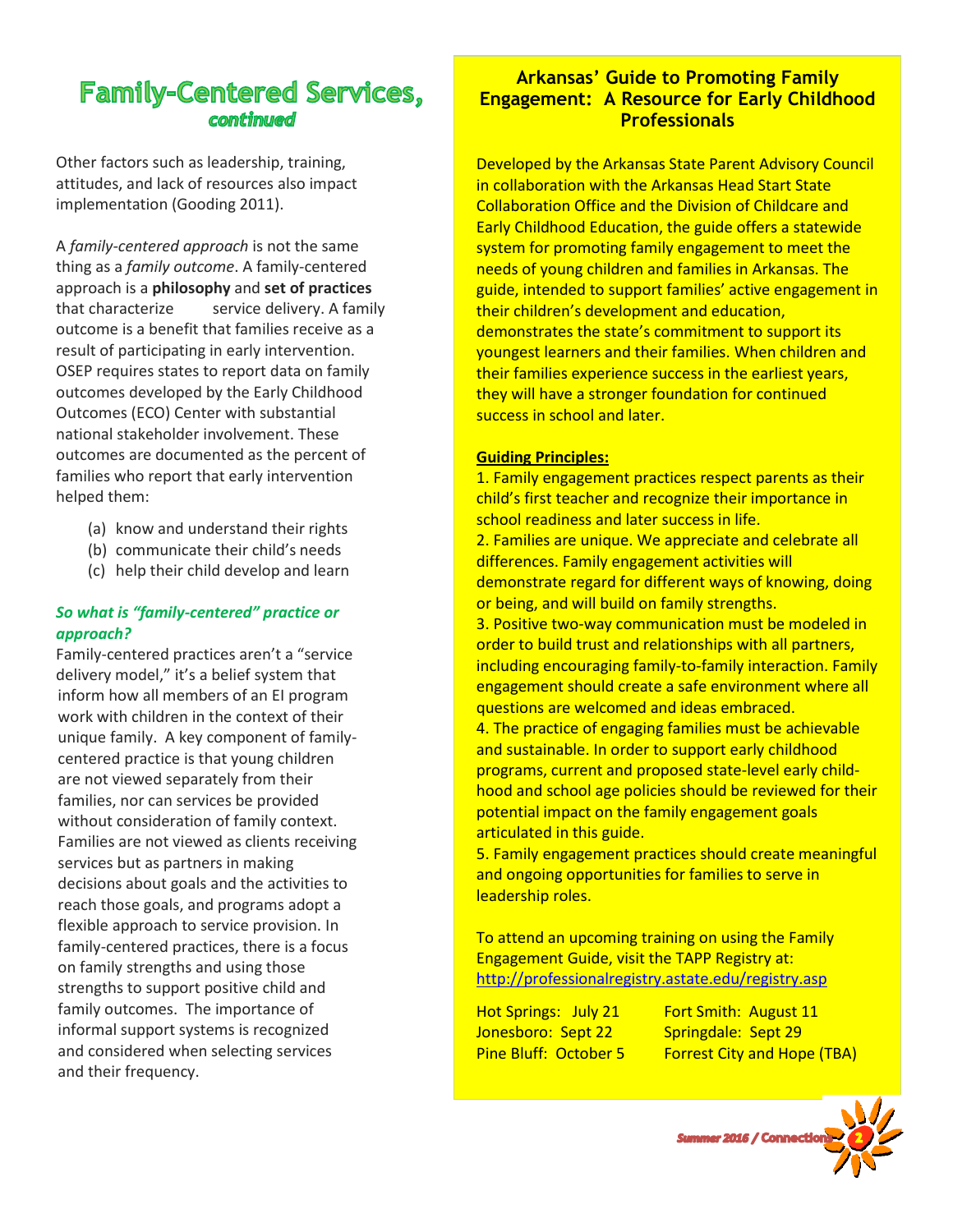# Family-Centered Services, *continued*

Other factors such as leadership, training, attitudes, and lack of resources also impact implementation (Gooding 2011).

A *family-centered approach* is not the same thing as a *family outcome*. A family-centered approach is a **philosophy** and **set of practices** that characterize service delivery. A family outcome is a benefit that families receive as a result of participating in early intervention. OSEP requires states to report data on family outcomes developed by the Early Childhood Outcomes (ECO) Center with substantial national stakeholder involvement. These outcomes are documented as the percent of families who report that early intervention helped them:

(a) know and understand their rights
(b) communicate their child's needs
(c) help their child develop and learn

***So what is "family-centered" practice or approach?***

Family-centered practices aren't a "service delivery model," it's a belief system that inform how all members of an EI program work with children in the context of their unique family. A key component of family-centered practice is that young children are not viewed separately from their families, nor can services be provided without consideration of family context. Families are not viewed as clients receiving services but as partners in making decisions about goals and the activities to reach those goals, and programs adopt a flexible approach to service provision. In family-centered practices, there is a focus on family strengths and using those strengths to support positive child and family outcomes. The importance of informal support systems is recognized and considered when selecting services and their frequency.

## Arkansas' Guide to Promoting Family Engagement: A Resource for Early Childhood Professionals

Developed by the Arkansas State Parent Advisory Council in collaboration with the Arkansas Head Start State Collaboration Office and the Division of Childcare and Early Childhood Education, the guide offers a statewide system for promoting family engagement to meet the needs of young children and families in Arkansas. The guide, intended to support families' active engagement in their children's development and education, demonstrates the state's commitment to support its youngest learners and their families. When children and their families experience success in the earliest years, they will have a stronger foundation for continued success in school and later.

**Guiding Principles:**

1. Family engagement practices respect parents as their child's first teacher and recognize their importance in school readiness and later success in life.
2. Families are unique. We appreciate and celebrate all differences. Family engagement activities will demonstrate regard for different ways of knowing, doing or being, and will build on family strengths.
3. Positive two-way communication must be modeled in order to build trust and relationships with all partners, including encouraging family-to-family interaction. Family engagement should create a safe environment where all questions are welcomed and ideas embraced.
4. The practice of engaging families must be achievable and sustainable. In order to support early childhood programs, current and proposed state-level early child-hood and school age policies should be reviewed for their potential impact on the family engagement goals articulated in this guide.
5. Family engagement practices should create meaningful and ongoing opportunities for families to serve in leadership roles.

To attend an upcoming training on using the Family Engagement Guide, visit the TAPP Registry at: http://professionalregistry.astate.edu/registry.asp

Hot Springs: July 21
Jonesboro: Sept 22
Pine Bluff: October 5
Fort Smith: August 11
Springdale: Sept 29
Forrest City and Hope (TBA)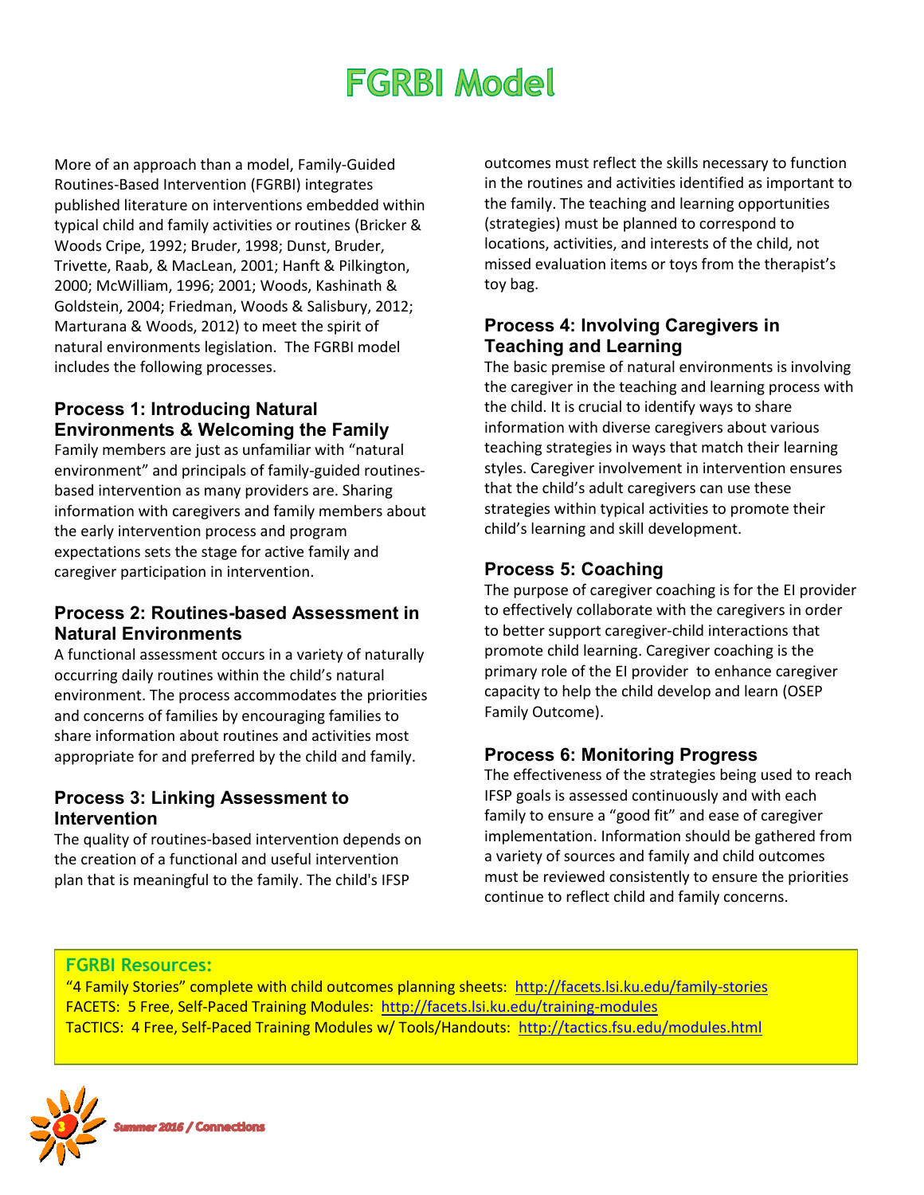# FGRBI Model

More of an approach than a model, Family-Guided Routines-Based Intervention (FGRBI) integrates published literature on interventions embedded within typical child and family activities or routines (Bricker & Woods Cripe, 1992; Bruder, 1998; Dunst, Bruder, Trivette, Raab, & MacLean, 2001; Hanft & Pilkington, 2000; McWilliam, 1996; 2001; Woods, Kashinath & Goldstein, 2004; Friedman, Woods & Salisbury, 2012; Marturana & Woods, 2012) to meet the spirit of natural environments legislation. The FGRBI model includes the following processes.

### Process 1: Introducing Natural Environments & Welcoming the Family

Family members are just as unfamiliar with "natural environment" and principals of family-guided routines-based intervention as many providers are. Sharing information with caregivers and family members about the early intervention process and program expectations sets the stage for active family and caregiver participation in intervention.

### Process 2: Routines-based Assessment in Natural Environments

A functional assessment occurs in a variety of naturally occurring daily routines within the child's natural environment. The process accommodates the priorities and concerns of families by encouraging families to share information about routines and activities most appropriate for and preferred by the child and family.

### Process 3: Linking Assessment to Intervention

The quality of routines-based intervention depends on the creation of a functional and useful intervention plan that is meaningful to the family. The child's IFSP outcomes must reflect the skills necessary to function in the routines and activities identified as important to the family. The teaching and learning opportunities (strategies) must be planned to correspond to locations, activities, and interests of the child, not missed evaluation items or toys from the therapist's toy bag.

### Process 4: Involving Caregivers in Teaching and Learning

The basic premise of natural environments is involving the caregiver in the teaching and learning process with the child. It is crucial to identify ways to share information with diverse caregivers about various teaching strategies in ways that match their learning styles. Caregiver involvement in intervention ensures that the child's adult caregivers can use these strategies within typical activities to promote their child's learning and skill development.

### Process 5: Coaching

The purpose of caregiver coaching is for the EI provider to effectively collaborate with the caregivers in order to better support caregiver-child interactions that promote child learning. Caregiver coaching is the primary role of the EI provider to enhance caregiver capacity to help the child develop and learn (OSEP Family Outcome).

### Process 6: Monitoring Progress

The effectiveness of the strategies being used to reach IFSP goals is assessed continuously and with each family to ensure a "good fit" and ease of caregiver implementation. Information should be gathered from a variety of sources and family and child outcomes must be reviewed consistently to ensure the priorities continue to reflect child and family concerns.

**FGRBI Resources:**

"4 Family Stories" complete with child outcomes planning sheets: http://facets.lsi.ku.edu/family-stories
FACETS: 5 Free, Self-Paced Training Modules: http://facets.lsi.ku.edu/training-modules
TaCTICS: 4 Free, Self-Paced Training Modules w/ Tools/Handouts: http://tactics.fsu.edu/modules.html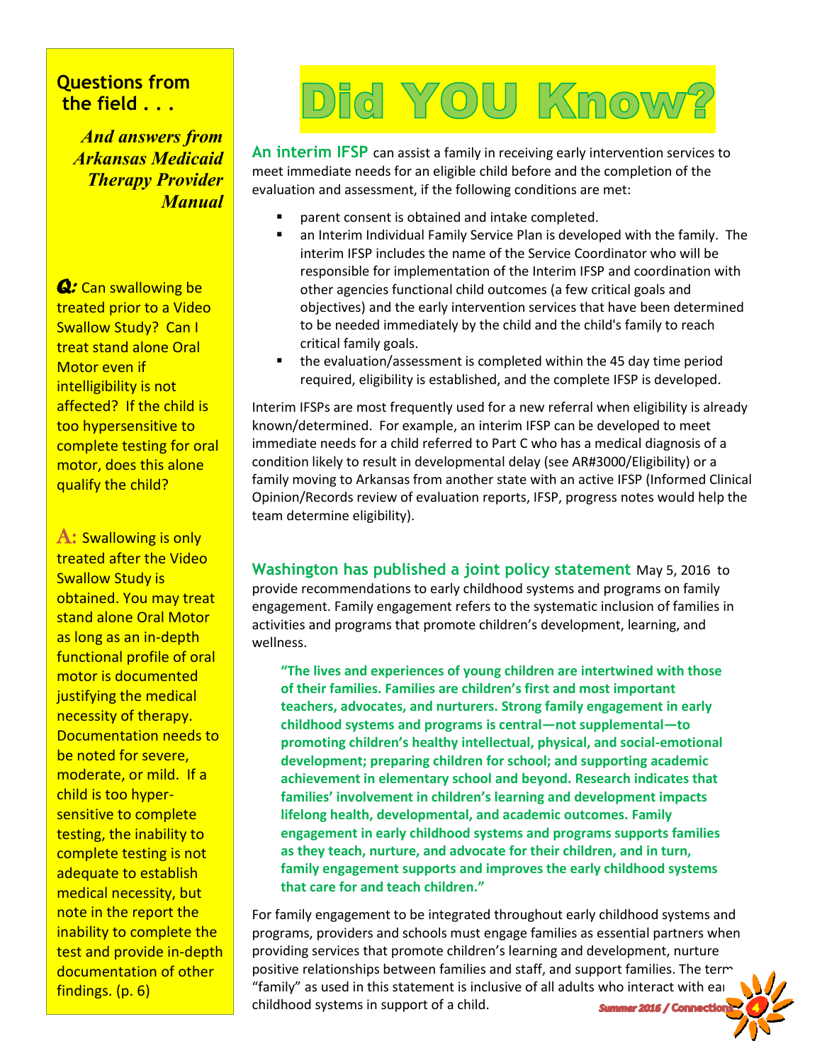## Questions from the field . . .

***And answers from Arkansas Medicaid Therapy Provider Manual***

**Q:** Can swallowing be treated prior to a Video Swallow Study? Can I treat stand alone Oral Motor even if intelligibility is not affected? If the child is too hypersensitive to complete testing for oral motor, does this alone qualify the child?

**A:** Swallowing is only treated after the Video Swallow Study is obtained. You may treat stand alone Oral Motor as long as an in-depth functional profile of oral motor is documented justifying the medical necessity of therapy. Documentation needs to be noted for severe, moderate, or mild. If a child is too hyper-sensitive to complete testing, the inability to complete testing is not adequate to establish medical necessity, but note in the report the inability to complete the test and provide in-depth documentation of other findings. (p. 6)

# Did YOU Know?

**An interim IFSP** can assist a family in receiving early intervention services to meet immediate needs for an eligible child before and the completion of the evaluation and assessment, if the following conditions are met:

- parent consent is obtained and intake completed.
- an Interim Individual Family Service Plan is developed with the family. The interim IFSP includes the name of the Service Coordinator who will be responsible for implementation of the Interim IFSP and coordination with other agencies functional child outcomes (a few critical goals and objectives) and the early intervention services that have been determined to be needed immediately by the child and the child's family to reach critical family goals.
- the evaluation/assessment is completed within the 45 day time period required, eligibility is established, and the complete IFSP is developed.

Interim IFSPs are most frequently used for a new referral when eligibility is already known/determined. For example, an interim IFSP can be developed to meet immediate needs for a child referred to Part C who has a medical diagnosis of a condition likely to result in developmental delay (see AR#3000/Eligibility) or a family moving to Arkansas from another state with an active IFSP (Informed Clinical Opinion/Records review of evaluation reports, IFSP, progress notes would help the team determine eligibility).

**Washington has published a joint policy statement** May 5, 2016 to provide recommendations to early childhood systems and programs on family engagement. Family engagement refers to the systematic inclusion of families in activities and programs that promote children's development, learning, and wellness.

> **"The lives and experiences of young children are intertwined with those of their families. Families are children's first and most important teachers, advocates, and nurturers. Strong family engagement in early childhood systems and programs is central—not supplemental—to promoting children's healthy intellectual, physical, and social-emotional development; preparing children for school; and supporting academic achievement in elementary school and beyond. Research indicates that families' involvement in children's learning and development impacts lifelong health, developmental, and academic outcomes. Family engagement in early childhood systems and programs supports families as they teach, nurture, and advocate for their children, and in turn, family engagement supports and improves the early childhood systems that care for and teach children."**

For family engagement to be integrated throughout early childhood systems and programs, providers and schools must engage families as essential partners when providing services that promote children's learning and development, nurture positive relationships between families and staff, and support families. The term "family" as used in this statement is inclusive of all adults who interact with early childhood systems in support of a child.